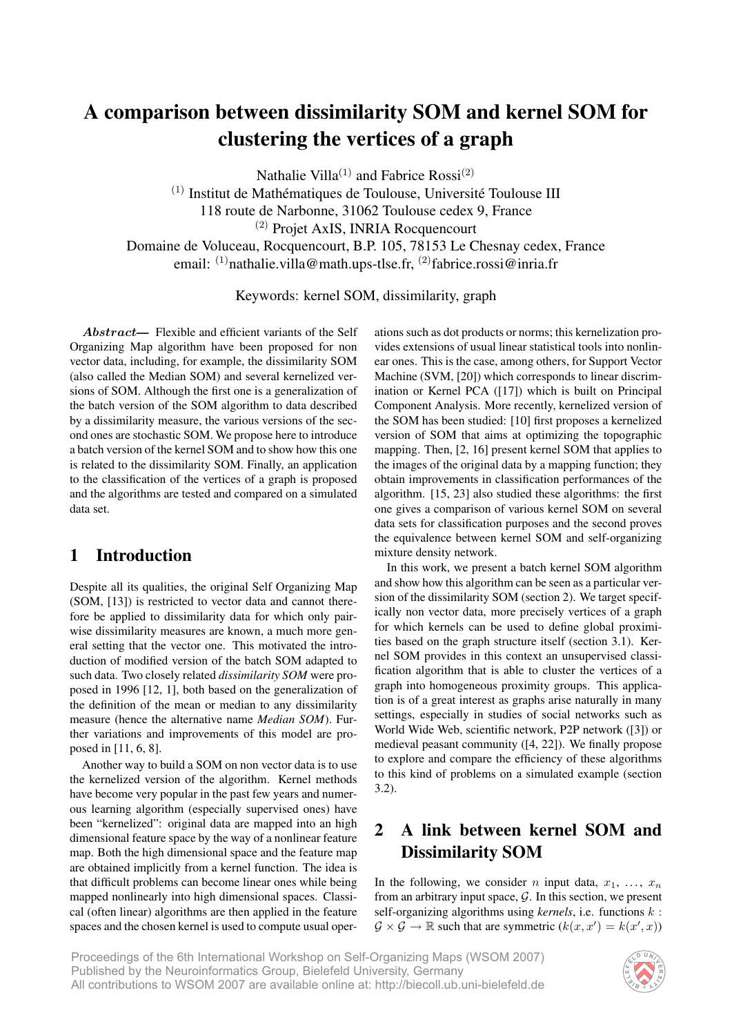# A comparison between dissimilarity SOM and kernel SOM for clustering the vertices of a graph

Nathalie Villa(1) and Fabrice Rossi(2)

(1) Institut de Mathématiques de Toulouse, Université Toulouse III
118 route de Narbonne, 31062 Toulouse cedex 9, France
(2) Projet AxIS, INRIA Rocquencourt
Domaine de Voluceau, Rocquencourt, B.P. 105, 78153 Le Chesnay cedex, France
email: (1)nathalie.villa@math.ups-tlse.fr, (2)fabrice.rossi@inria.fr

Keywords: kernel SOM, dissimilarity, graph

***Abstract*—** Flexible and efficient variants of the Self Organizing Map algorithm have been proposed for non vector data, including, for example, the dissimilarity SOM (also called the Median SOM) and several kernelized versions of SOM. Although the first one is a generalization of the batch version of the SOM algorithm to data described by a dissimilarity measure, the various versions of the second ones are stochastic SOM. We propose here to introduce a batch version of the kernel SOM and to show how this one is related to the dissimilarity SOM. Finally, an application to the classification of the vertices of a graph is proposed and the algorithms are tested and compared on a simulated data set.

## 1 Introduction

Despite all its qualities, the original Self Organizing Map (SOM, [13]) is restricted to vector data and cannot therefore be applied to dissimilarity data for which only pairwise dissimilarity measures are known, a much more general setting that the vector one. This motivated the introduction of modified version of the batch SOM adapted to such data. Two closely related *dissimilarity SOM* were proposed in 1996 [12, 1], both based on the generalization of the definition of the mean or median to any dissimilarity measure (hence the alternative name *Median SOM*). Further variations and improvements of this model are proposed in [11, 6, 8].

Another way to build a SOM on non vector data is to use the kernelized version of the algorithm. Kernel methods have become very popular in the past few years and numerous learning algorithm (especially supervised ones) have been "kernelized": original data are mapped into an high dimensional feature space by the way of a nonlinear feature map. Both the high dimensional space and the feature map are obtained implicitly from a kernel function. The idea is that difficult problems can become linear ones while being mapped nonlinearly into high dimensional spaces. Classical (often linear) algorithms are then applied in the feature spaces and the chosen kernel is used to compute usual operations such as dot products or norms; this kernelization provides extensions of usual linear statistical tools into nonlinear ones. This is the case, among others, for Support Vector Machine (SVM, [20]) which corresponds to linear discrimination or Kernel PCA ([17]) which is built on Principal Component Analysis. More recently, kernelized version of the SOM has been studied: [10] first proposes a kernelized version of SOM that aims at optimizing the topographic mapping. Then, [2, 16] present kernel SOM that applies to the images of the original data by a mapping function; they obtain improvements in classification performances of the algorithm. [15, 23] also studied these algorithms: the first one gives a comparison of various kernel SOM on several data sets for classification purposes and the second proves the equivalence between kernel SOM and self-organizing mixture density network.

In this work, we present a batch kernel SOM algorithm and show how this algorithm can be seen as a particular version of the dissimilarity SOM (section 2). We target specifically non vector data, more precisely vertices of a graph for which kernels can be used to define global proximities based on the graph structure itself (section 3.1). Kernel SOM provides in this context an unsupervised classification algorithm that is able to cluster the vertices of a graph into homogeneous proximity groups. This application is of a great interest as graphs arise naturally in many settings, especially in studies of social networks such as World Wide Web, scientific network, P2P network ([3]) or medieval peasant community ([4, 22]). We finally propose to explore and compare the efficiency of these algorithms to this kind of problems on a simulated example (section 3.2).

## 2 A link between kernel SOM and Dissimilarity SOM

In the following, we consider $n$ input data, $x_1, \ldots, x_n$ from an arbitrary input space, $\mathcal{G}$. In this section, we present self-organizing algorithms using *kernels*, i.e. functions $k : \mathcal{G} \times \mathcal{G} \rightarrow \mathbb{R}$ such that are symmetric ($k(x, x') = k(x', x)$)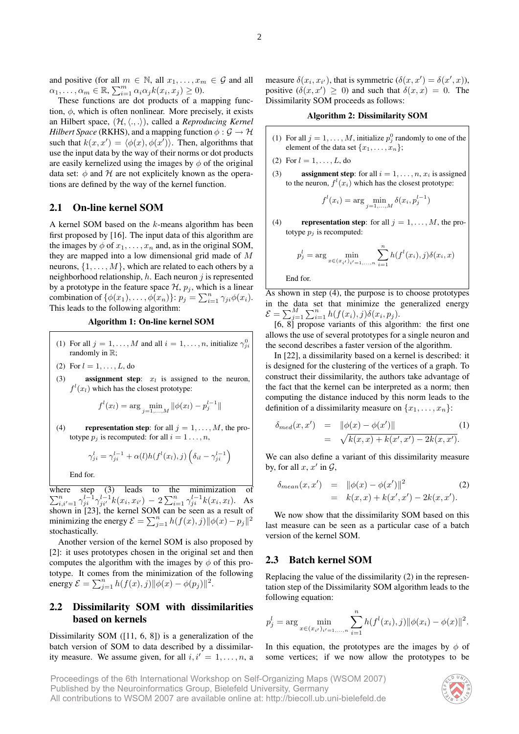and positive (for all $m \in \mathbb{N}$, all $x_1, \dots, x_m \in \mathcal{G}$ and all $\alpha_1, \dots, \alpha_m \in \mathbb{R}$, $\sum_{i=1}^m \alpha_i \alpha_j k(x_i, x_j) \geq 0$).

These functions are dot products of a mapping function, $\phi$, which is often nonlinear. More precisely, it exists an Hilbert space, $(\mathcal{H}, \langle ., . \rangle)$, called a ***Reproducing Kernel Hilbert Space*** (RKHS), and a mapping function $\phi : \mathcal{G} \to \mathcal{H}$ such that $k(x, x') = \langle \phi(x), \phi(x') \rangle$. Then, algorithms that use the input data by the way of their norms or dot products are easily kernelized using the images by $\phi$ of the original data set: $\phi$ and $\mathcal{H}$ are not explicitely known as the operations are defined by the way of the kernel function.

## 2.1 On-line kernel SOM

A kernel SOM based on the $k$-means algorithm has been first proposed by [16]. The input data of this algorithm are the images by $\phi$ of $x_1, \dots, x_n$ and, as in the original SOM, they are mapped into a low dimensional grid made of $M$ neurons, $\{1, \dots, M\}$, which are related to each others by a neighborhood relationship, $h$. Each neuron $j$ is represented by a prototype in the feature space $\mathcal{H}$, $p_j$, which is a linear combination of $\{\phi(x_1), \dots, \phi(x_n)\}$: $p_j = \sum_{i=1}^n \gamma_{ji} \phi(x_i)$. This leads to the following algorithm:

**Algorithm 1: On-line kernel SOM**

(1) For all $j = 1, \dots, M$ and all $i = 1, \dots, n$, initialize $\gamma_{ji}^0$ randomly in $\mathbb{R}$;

(2) For $l = 1, \dots, L$, do

(3) **assignment step**: $x_l$ is assigned to the neuron, $f^l(x_l)$ which has the closest prototype:

$$f^l(x_l) = \arg \min_{j=1,\dots,M} \|\phi(x_l) - p_j^{l-1}\|$$

(4) **representation step**: for all $j = 1, \dots, M$, the prototype $p_j$ is recomputed: for all $i = 1 \dots, n$,

$$\gamma_{ji}^l = \gamma_{ji}^{l-1} + \alpha(l) h(f^l(x_l), j) \left( \delta_{il} - \gamma_{ji}^{l-1} \right)$$

End for.

where step (3) leads to the minimization of $\sum_{i,i'=1}^n \gamma_{ji}^{l-1} \gamma_{ji'}^{l-1} k(x_i, x_{i'}) - 2 \sum_{i=1}^n \gamma_{ji}^{l-1} k(x_i, x_l)$. As shown in [23], the kernel SOM can be seen as a result of minimizing the energy $\mathcal{E} = \sum_{j=1}^n h(f(x), j) \|\phi(x) - p_j\|^2$ stochastically.

Another version of the kernel SOM is also proposed by [2]: it uses prototypes chosen in the original set and then computes the algorithm with the images by $\phi$ of this prototype. It comes from the minimization of the following energy $\mathcal{E} = \sum_{j=1}^n h(f(x), j) \|\phi(x) - \phi(p_j)\|^2$.

## 2.2 Dissimilarity SOM with dissimilarities based on kernels

Dissimilarity SOM ([11, 6, 8]) is a generalization of the batch version of SOM to data described by a dissimilarity measure. We assume given, for all $i, i' = 1, \dots, n$, a measure $\delta(x_i, x_{i'})$, that is symmetric ($\delta(x, x') = \delta(x', x)$), positive ($\delta(x, x') \geq 0$) and such that $\delta(x, x) = 0$. The Dissimilarity SOM proceeds as follows:

**Algorithm 2: Dissimilarity SOM**

(1) For all $j = 1, \dots, M$, initialize $p_j^0$ randomly to one of the element of the data set $\{x_1, \dots, x_n\}$;

(2) For $l = 1, \dots, L$, do

(3) **assignment step**: for all $i = 1, \dots, n$, $x_i$ is assigned to the neuron, $f^l(x_i)$ which has the closest prototype:

$$f^l(x_i) = \arg \min_{j=1,\dots,M} \delta(x_i, p_j^{l-1})$$

(4) **representation step**: for all $j = 1, \dots, M$, the prototype $p_j$ is recomputed:

$$p_j^l = \arg \min_{x \in (x_{i'})_{i'=1,\dots,n}} \sum_{i=1}^n h(f^l(x_i), j) \delta(x_i, x)$$

End for.

As shown in step (4), the purpose is to choose prototypes in the data set that minimize the generalized energy $\mathcal{E} = \sum_{j=1}^M \sum_{i=1}^n h(f(x_i), j) \delta(x_i, p_j)$.

[6, 8] propose variants of this algorithm: the first one allows the use of several prototypes for a single neuron and the second describes a faster version of the algorithm.

In [22], a dissimilarity based on a kernel is described: it is designed for the clustering of the vertices of a graph. To construct their dissimilarity, the authors take advantage of the fact that the kernel can be interpreted as a norm; then computing the distance induced by this norm leads to the definition of a dissimilarity measure on $\{x_1, \dots, x_n\}$:

$$\begin{aligned} \delta_{med}(x, x') &= \|\phi(x) - \phi(x')\| \\ &= \sqrt{k(x, x) + k(x', x') - 2k(x, x')}. \end{aligned} \quad (1)$$

We can also define a variant of this dissimilarity measure by, for all $x$, $x'$ in $\mathcal{G}$,

$$\begin{aligned} \delta_{mean}(x, x') &= \|\phi(x) - \phi(x')\|^2 \\ &= k(x, x) + k(x', x') - 2k(x, x'). \end{aligned} \quad (2)$$

We now show that the dissimilarity SOM based on this last measure can be seen as a particular case of a batch version of the kernel SOM.

## 2.3 Batch kernel SOM

Replacing the value of the dissimilarity (2) in the representation step of the Dissimilarity SOM algorithm leads to the following equation:

$$p_j^l = \arg \min_{x \in (x_{i'})_{i'=1,\dots,n}} \sum_{i=1}^n h(f^l(x_i), j) \|\phi(x_i) - \phi(x)\|^2.$$

In this equation, the prototypes are the images by $\phi$ of some vertices; if we now allow the prototypes to be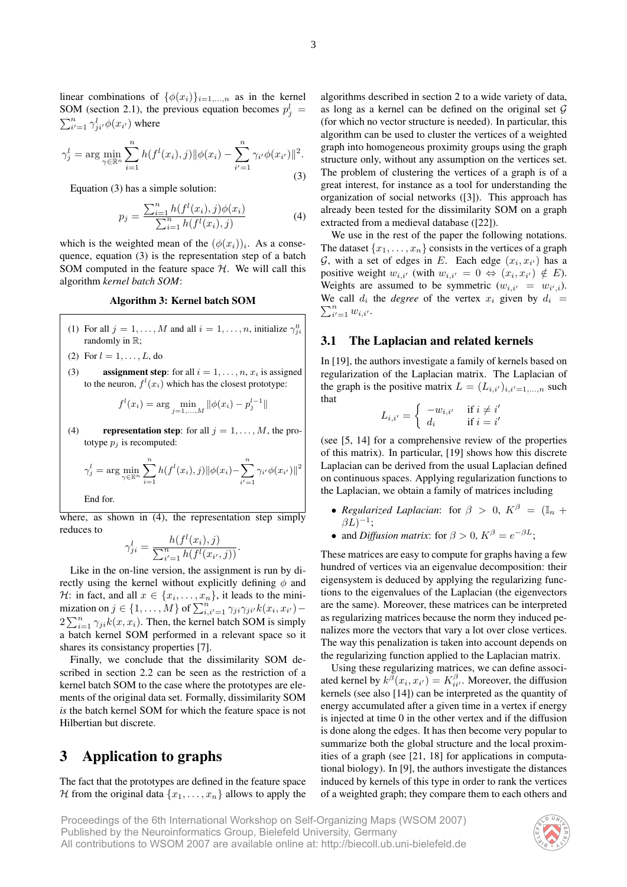linear combinations of $\{\phi(x_i)\}_{i=1,\ldots,n}$ as in the kernel SOM (section 2.1), the previous equation becomes $p_j^l = \sum_{i'=1}^n \gamma_{ji'}^l \phi(x_{i'})$ where

$$\gamma_j^l = \arg\min_{\gamma \in \mathbb{R}^n} \sum_{i=1}^n h(f^l(x_i), j) \|\phi(x_i) - \sum_{i'=1}^n \gamma_{i'} \phi(x_{i'})\|^2. \tag{3}$$

Equation (3) has a simple solution:

$$p_j = \frac{\sum_{i=1}^n h(f^l(x_i), j)\phi(x_i)}{\sum_{i=1}^n h(f^l(x_i), j)} \tag{4}$$

which is the weighted mean of the $(\phi(x_i))_i$. As a consequence, equation (3) is the representation step of a batch SOM computed in the feature space $\mathcal{H}$. We will call this algorithm *kernel batch SOM*:

**Algorithm 3: Kernel batch SOM**

(1) For all $j = 1, \ldots, M$ and all $i = 1, \ldots, n$, initialize $\gamma_{ji}^0$ randomly in $\mathbb{R}$;

(2) For $l = 1, \ldots, L$, do

(3) **assignment step**: for all $i = 1, \ldots, n$, $x_i$ is assigned to the neuron, $f^l(x_i)$ which has the closest prototype:

$$f^l(x_i) = \arg\min_{j=1,\ldots,M} \|\phi(x_i) - p_j^{l-1}\|$$

(4) **representation step**: for all $j = 1, \ldots, M$, the prototype $p_j$ is recomputed:

$$\gamma_j^l = \arg\min_{\gamma \in \mathbb{R}^n} \sum_{i=1}^n h(f^l(x_i), j) \|\phi(x_i) - \sum_{i'=1}^n \gamma_{i'} \phi(x_{i'})\|^2$$

End for.

where, as shown in (4), the representation step simply reduces to

$$\gamma_{ji}^l = \frac{h(f^l(x_i), j)}{\sum_{i'=1}^n h(f^l(x_{i'}, j))}.$$

Like in the on-line version, the assignment is run by directly using the kernel without explicitly defining $\phi$ and $\mathcal{H}$: in fact, and all $x \in \{x_1, \ldots, x_n\}$, it leads to the minimization on $j \in \{1, \ldots, M\}$ of $\sum_{i,i'=1}^n \gamma_{ji}\gamma_{ji'} k(x_i, x_{i'}) - 2\sum_{i=1}^n \gamma_{ji} k(x, x_i)$. Then, the kernel batch SOM is simply a batch kernel SOM performed in a relevant space so it shares its consistancy properties [7].

Finally, we conclude that the dissimilarity SOM described in section 2.2 can be seen as the restriction of a kernel batch SOM to the case where the prototypes are elements of the original data set. Formally, dissimilarity SOM *is* the batch kernel SOM for which the feature space is not Hilbertian but discrete.

# 3 Application to graphs

The fact that the prototypes are defined in the feature space $\mathcal{H}$ from the original data $\{x_1, \ldots, x_n\}$ allows to apply the algorithms described in section 2 to a wide variety of data, as long as a kernel can be defined on the original set $\mathcal{G}$ (for which no vector structure is needed). In particular, this algorithm can be used to cluster the vertices of a weighted graph into homogeneous proximity groups using the graph structure only, without any assumption on the vertices set. The problem of clustering the vertices of a graph is of a great interest, for instance as a tool for understanding the organization of social networks ([3]). This approach has already been tested for the dissimilarity SOM on a graph extracted from a medieval database ([22]).

We use in the rest of the paper the following notations. The dataset $\{x_1, \ldots, x_n\}$ consists in the vertices of a graph $\mathcal{G}$, with a set of edges in $E$. Each edge $(x_i, x_{i'})$ has a positive weight $w_{i,i'}$ (with $w_{i,i'} = 0 \Leftrightarrow (x_i, x_{i'}) \notin E$). Weights are assumed to be symmetric ($w_{i,i'} = w_{i',i}$). We call $d_i$ the *degree* of the vertex $x_i$ given by $d_i = \sum_{i'=1}^n w_{i,i'}$.

## 3.1 The Laplacian and related kernels

In [19], the authors investigate a family of kernels based on regularization of the Laplacian matrix. The Laplacian of the graph is the positive matrix $L = (L_{i,i'})_{i,i'=1,\ldots,n}$ such that

$$L_{i,i'} = \begin{cases} -w_{i,i'} & \text{if } i \neq i' \\ d_i & \text{if } i = i' \end{cases}$$

(see [5, 14] for a comprehensive review of the properties of this matrix). In particular, [19] shows how this discrete Laplacian can be derived from the usual Laplacian defined on continuous spaces. Applying regularization functions to the Laplacian, we obtain a family of matrices including

- *Regularized Laplacian*: for $\beta > 0$, $K^\beta = (\mathbb{I}_n + \beta L)^{-1}$;
- and *Diffusion matrix*: for $\beta > 0$, $K^\beta = e^{-\beta L}$;

These matrices are easy to compute for graphs having a few hundred of vertices via an eigenvalue decomposition: their eigensystem is deduced by applying the regularizing functions to the eigenvalues of the Laplacian (the eigenvectors are the same). Moreover, these matrices can be interpreted as regularizing matrices because the norm they induced penalizes more the vectors that vary a lot over close vertices. The way this penalization is taken into account depends on the regularizing function applied to the Laplacian matrix.

Using these regularizing matrices, we can define associated kernel by $k^\beta(x_i, x_{i'}) = K_{ii'}^\beta$. Moreover, the diffusion kernels (see also [14]) can be interpreted as the quantity of energy accumulated after a given time in a vertex if energy is injected at time 0 in the other vertex and if the diffusion is done along the edges. It has then become very popular to summarize both the global structure and the local proximities of a graph (see [21, 18] for applications in computational biology). In [9], the authors investigate the distances induced by kernels of this type in order to rank the vertices of a weighted graph; they compare them to each others and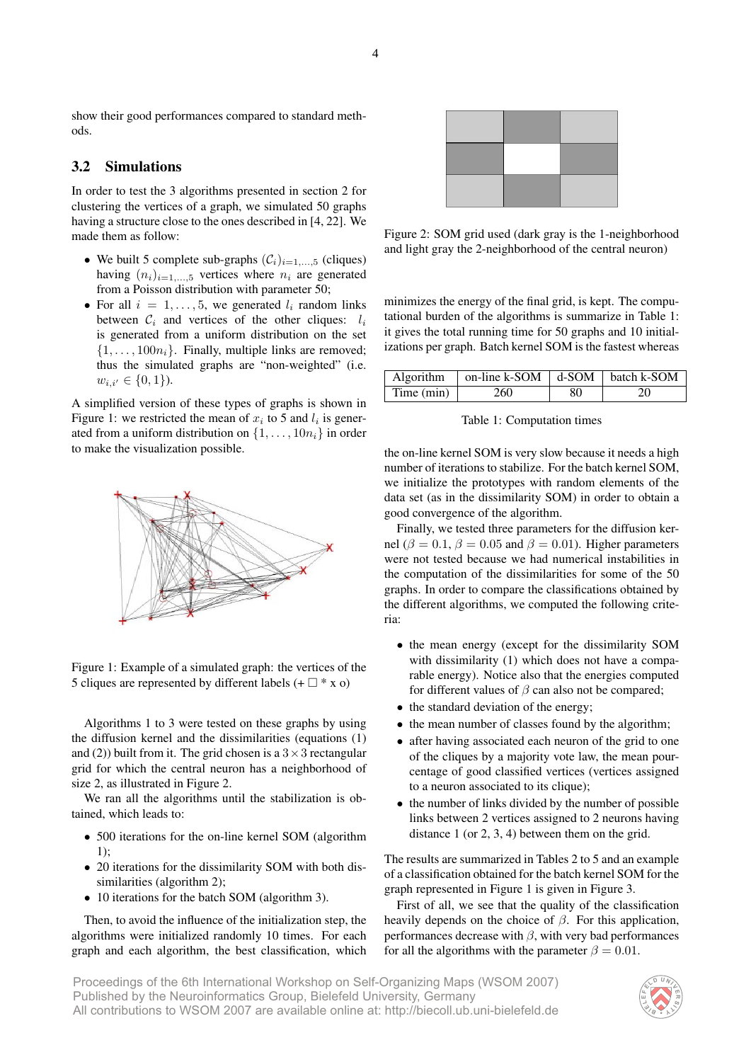show their good performances compared to standard methods.

### 3.2 Simulations

In order to test the 3 algorithms presented in section 2 for clustering the vertices of a graph, we simulated 50 graphs having a structure close to the ones described in [4, 22]. We made them as follow:

- We built 5 complete sub-graphs $(\mathcal{C}_i)_{i=1,\dots,5}$ (cliques) having $(n_i)_{i=1,\dots,5}$ vertices where $n_i$ are generated from a Poisson distribution with parameter 50;
- For all $i = 1, \dots, 5$, we generated $l_i$ random links between $\mathcal{C}_i$ and vertices of the other cliques: $l_i$ is generated from a uniform distribution on the set $\{1, \dots, 100n_i\}$. Finally, multiple links are removed; thus the simulated graphs are "non-weighted" (i.e. $w_{i,i'} \in \{0, 1\}$).

A simplified version of these types of graphs is shown in Figure 1: we restricted the mean of $x_i$ to 5 and $l_i$ is generated from a uniform distribution on $\{1, \dots, 10n_i\}$ in order to make the visualization possible.

Figure 1: Example of a simulated graph: the vertices of the 5 cliques are represented by different labels (+ □ * x o)

Algorithms 1 to 3 were tested on these graphs by using the diffusion kernel and the dissimilarities (equations (1) and (2)) built from it. The grid chosen is a $3 \times 3$ rectangular grid for which the central neuron has a neighborhood of size 2, as illustrated in Figure 2.

We ran all the algorithms until the stabilization is obtained, which leads to:

- 500 iterations for the on-line kernel SOM (algorithm 1);
- 20 iterations for the dissimilarity SOM with both dissimilarities (algorithm 2);
- 10 iterations for the batch SOM (algorithm 3).

Then, to avoid the influence of the initialization step, the algorithms were initialized randomly 10 times. For each graph and each algorithm, the best classification, which minimizes the energy of the final grid, is kept. The computational burden of the algorithms is summarize in Table 1: it gives the total running time for 50 graphs and 10 initializations per graph. Batch kernel SOM is the fastest whereas the on-line kernel SOM is very slow because it needs a high number of iterations to stabilize. For the batch kernel SOM, we initialize the prototypes with random elements of the data set (as in the dissimilarity SOM) in order to obtain a good convergence of the algorithm.

Figure 2: SOM grid used (dark gray is the 1-neighborhood and light gray the 2-neighborhood of the central neuron)

| Algorithm | on-line k-SOM | d-SOM | batch k-SOM |
|---|---|---|---|
| Time (min) | 260 | 80 | 20 |

Table 1: Computation times

Finally, we tested three parameters for the diffusion kernel ($\beta = 0.1$, $\beta = 0.05$ and $\beta = 0.01$). Higher parameters were not tested because we had numerical instabilities in the computation of the dissimilarities for some of the 50 graphs. In order to compare the classifications obtained by the different algorithms, we computed the following criteria:

- the mean energy (except for the dissimilarity SOM with dissimilarity (1) which does not have a comparable energy). Notice also that the energies computed for different values of $\beta$ can also not be compared;
- the standard deviation of the energy;
- the mean number of classes found by the algorithm;
- after having associated each neuron of the grid to one of the cliques by a majority vote law, the mean pourcentage of good classified vertices (vertices assigned to a neuron associated to its clique);
- the number of links divided by the number of possible links between 2 vertices assigned to 2 neurons having distance 1 (or 2, 3, 4) between them on the grid.

The results are summarized in Tables 2 to 5 and an example of a classification obtained for the batch kernel SOM for the graph represented in Figure 1 is given in Figure 3.

First of all, we see that the quality of the classification heavily depends on the choice of $\beta$. For this application, performances decrease with $\beta$, with very bad performances for all the algorithms with the parameter $\beta = 0.01$.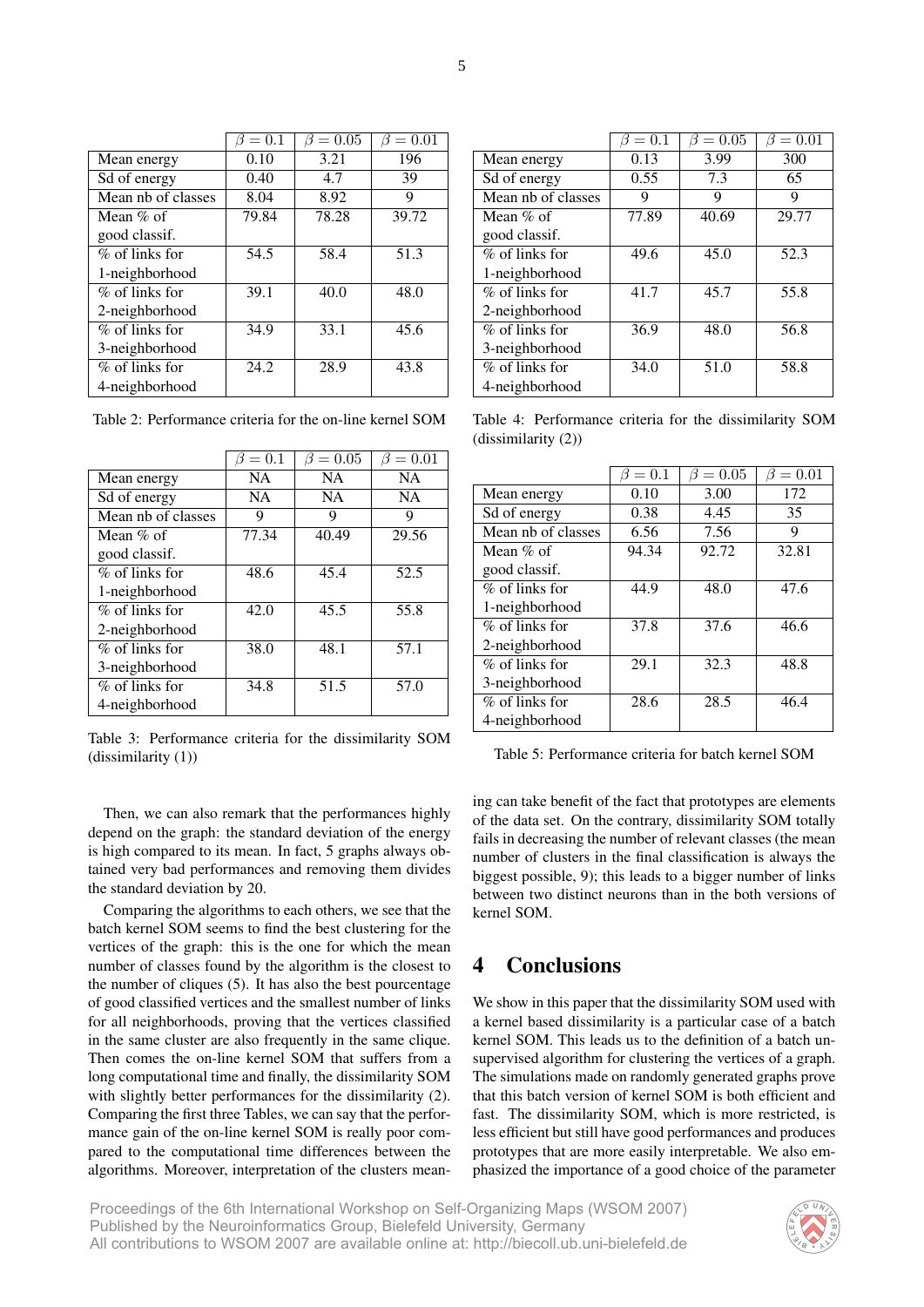| | $\beta = 0.1$ | $\beta = 0.05$ | $\beta = 0.01$ |
|---|---|---|---|
| Mean energy | 0.10 | 3.21 | 196 |
| Sd of energy | 0.40 | 4.7 | 39 |
| Mean nb of classes | 8.04 | 8.92 | 9 |
| Mean % of good classif. | 79.84 | 78.28 | 39.72 |
| % of links for 1-neighborhood | 54.5 | 58.4 | 51.3 |
| % of links for 2-neighborhood | 39.1 | 40.0 | 48.0 |
| % of links for 3-neighborhood | 34.9 | 33.1 | 45.6 |
| % of links for 4-neighborhood | 24.2 | 28.9 | 43.8 |

Table 2: Performance criteria for the on-line kernel SOM

| | $\beta = 0.1$ | $\beta = 0.05$ | $\beta = 0.01$ |
|---|---|---|---|
| Mean energy | NA | NA | NA |
| Sd of energy | NA | NA | NA |
| Mean nb of classes | 9 | 9 | 9 |
| Mean % of good classif. | 77.34 | 40.49 | 29.56 |
| % of links for 1-neighborhood | 48.6 | 45.4 | 52.5 |
| % of links for 2-neighborhood | 42.0 | 45.5 | 55.8 |
| % of links for 3-neighborhood | 38.0 | 48.1 | 57.1 |
| % of links for 4-neighborhood | 34.8 | 51.5 | 57.0 |

Table 3: Performance criteria for the dissimilarity SOM (dissimilarity (1))

Then, we can also remark that the performances highly depend on the graph: the standard deviation of the energy is high compared to its mean. In fact, 5 graphs always obtained very bad performances and removing them divides the standard deviation by 20.

Comparing the algorithms to each others, we see that the batch kernel SOM seems to find the best clustering for the vertices of the graph: this is the one for which the mean number of classes found by the algorithm is the closest to the number of cliques (5). It has also the best pourcentage of good classified vertices and the smallest number of links for all neighborhoods, proving that the vertices classified in the same cluster are also frequently in the same clique. Then comes the on-line kernel SOM that suffers from a long computational time and finally, the dissimilarity SOM with slightly better performances for the dissimilarity (2). Comparing the first three Tables, we can say that the performance gain of the on-line kernel SOM is really poor compared to the computational time differences between the algorithms. Moreover, interpretation of the clusters meaning can take benefit of the fact that prototypes are elements of the data set. On the contrary, dissimilarity SOM totally fails in decreasing the number of relevant classes (the mean number of clusters in the final classification is always the biggest possible, 9); this leads to a bigger number of links between two distinct neurons than in the both versions of kernel SOM.

| | $\beta = 0.1$ | $\beta = 0.05$ | $\beta = 0.01$ |
|---|---|---|---|
| Mean energy | 0.13 | 3.99 | 300 |
| Sd of energy | 0.55 | 7.3 | 65 |
| Mean nb of classes | 9 | 9 | 9 |
| Mean % of good classif. | 77.89 | 40.69 | 29.77 |
| % of links for 1-neighborhood | 49.6 | 45.0 | 52.3 |
| % of links for 2-neighborhood | 41.7 | 45.7 | 55.8 |
| % of links for 3-neighborhood | 36.9 | 48.0 | 56.8 |
| % of links for 4-neighborhood | 34.0 | 51.0 | 58.8 |

Table 4: Performance criteria for the dissimilarity SOM (dissimilarity (2))

| | $\beta = 0.1$ | $\beta = 0.05$ | $\beta = 0.01$ |
|---|---|---|---|
| Mean energy | 0.10 | 3.00 | 172 |
| Sd of energy | 0.38 | 4.45 | 35 |
| Mean nb of classes | 6.56 | 7.56 | 9 |
| Mean % of good classif. | 94.34 | 92.72 | 32.81 |
| % of links for 1-neighborhood | 44.9 | 48.0 | 47.6 |
| % of links for 2-neighborhood | 37.8 | 37.6 | 46.6 |
| % of links for 3-neighborhood | 29.1 | 32.3 | 48.8 |
| % of links for 4-neighborhood | 28.6 | 28.5 | 46.4 |

Table 5: Performance criteria for batch kernel SOM

# 4 Conclusions

We show in this paper that the dissimilarity SOM used with a kernel based dissimilarity is a particular case of a batch kernel SOM. This leads us to the definition of a batch unsupervised algorithm for clustering the vertices of a graph. The simulations made on randomly generated graphs prove that this batch version of kernel SOM is both efficient and fast. The dissimilarity SOM, which is more restricted, is less efficient but still have good performances and produces prototypes that are more easily interpretable. We also emphasized the importance of a good choice of the parameter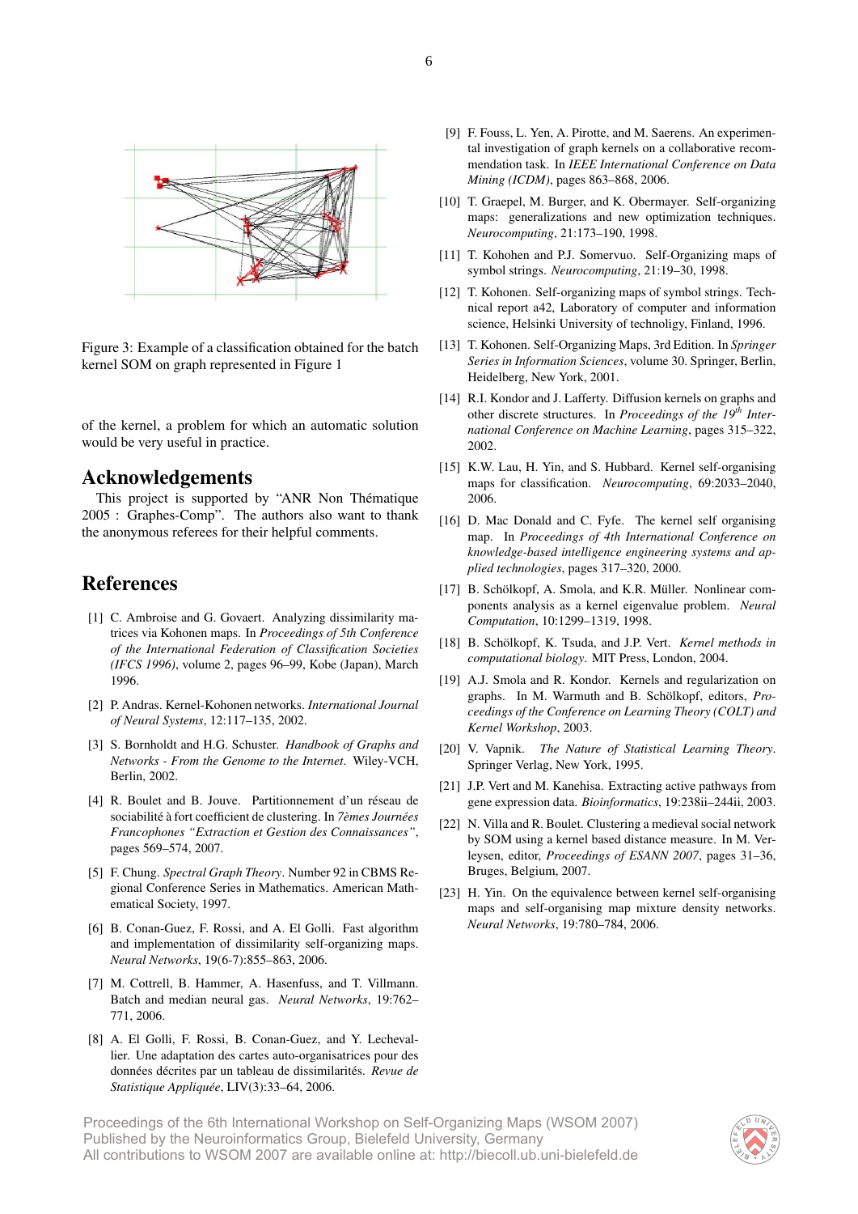Figure 3: Example of a classification obtained for the batch kernel SOM on graph represented in Figure 1

of the kernel, a problem for which an automatic solution would be very useful in practice.

## Acknowledgements

This project is supported by "ANR Non Thématique 2005 : Graphes-Comp". The authors also want to thank the anonymous referees for their helpful comments.

## References

[1] C. Ambroise and G. Govaert. Analyzing dissimilarity matrices via Kohonen maps. In *Proceedings of 5th Conference of the International Federation of Classification Societies (IFCS 1996)*, volume 2, pages 96–99, Kobe (Japan), March 1996.

[2] P. Andras. Kernel-Kohonen networks. *International Journal of Neural Systems*, 12:117–135, 2002.

[3] S. Bornholdt and H.G. Schuster. *Handbook of Graphs and Networks - From the Genome to the Internet*. Wiley-VCH, Berlin, 2002.

[4] R. Boulet and B. Jouve. Partitionnement d'un réseau de sociabilité à fort coefficient de clustering. In *7èmes Journées Francophones "Extraction et Gestion des Connaissances"*, pages 569–574, 2007.

[5] F. Chung. *Spectral Graph Theory*. Number 92 in CBMS Regional Conference Series in Mathematics. American Mathematical Society, 1997.

[6] B. Conan-Guez, F. Rossi, and A. El Golli. Fast algorithm and implementation of dissimilarity self-organizing maps. *Neural Networks*, 19(6-7):855–863, 2006.

[7] M. Cottrell, B. Hammer, A. Hasenfuss, and T. Villmann. Batch and median neural gas. *Neural Networks*, 19:762–771, 2006.

[8] A. El Golli, F. Rossi, B. Conan-Guez, and Y. Lechevallier. Une adaptation des cartes auto-organisatrices pour des données décrites par un tableau de dissimilarités. *Revue de Statistique Appliquée*, LIV(3):33–64, 2006.

[9] F. Fouss, L. Yen, A. Pirotte, and M. Saerens. An experimental investigation of graph kernels on a collaborative recommendation task. In *IEEE International Conference on Data Mining (ICDM)*, pages 863–868, 2006.

[10] T. Graepel, M. Burger, and K. Obermayer. Self-organizing maps: generalizations and new optimization techniques. *Neurocomputing*, 21:173–190, 1998.

[11] T. Kohohen and P.J. Somervuo. Self-Organizing maps of symbol strings. *Neurocomputing*, 21:19–30, 1998.

[12] T. Kohonen. Self-organizing maps of symbol strings. Technical report a42, Laboratory of computer and information science, Helsinki University of technoligy, Finland, 1996.

[13] T. Kohonen. Self-Organizing Maps, 3rd Edition. In *Springer Series in Information Sciences*, volume 30. Springer, Berlin, Heidelberg, New York, 2001.

[14] R.I. Kondor and J. Lafferty. Diffusion kernels on graphs and other discrete structures. In *Proceedings of the 19th International Conference on Machine Learning*, pages 315–322, 2002.

[15] K.W. Lau, H. Yin, and S. Hubbard. Kernel self-organising maps for classification. *Neurocomputing*, 69:2033–2040, 2006.

[16] D. Mac Donald and C. Fyfe. The kernel self organising map. In *Proceedings of 4th International Conference on knowledge-based intelligence engineering systems and applied technologies*, pages 317–320, 2000.

[17] B. Schölkopf, A. Smola, and K.R. Müller. Nonlinear components analysis as a kernel eigenvalue problem. *Neural Computation*, 10:1299–1319, 1998.

[18] B. Schölkopf, K. Tsuda, and J.P. Vert. *Kernel methods in computational biology*. MIT Press, London, 2004.

[19] A.J. Smola and R. Kondor. Kernels and regularization on graphs. In M. Warmuth and B. Schölkopf, editors, *Proceedings of the Conference on Learning Theory (COLT) and Kernel Workshop*, 2003.

[20] V. Vapnik. *The Nature of Statistical Learning Theory*. Springer Verlag, New York, 1995.

[21] J.P. Vert and M. Kanehisa. Extracting active pathways from gene expression data. *Bioinformatics*, 19:238ii–244ii, 2003.

[22] N. Villa and R. Boulet. Clustering a medieval social network by SOM using a kernel based distance measure. In M. Verleysen, editor, *Proceedings of ESANN 2007*, pages 31–36, Bruges, Belgium, 2007.

[23] H. Yin. On the equivalence between kernel self-organising maps and self-organising map mixture density networks. *Neural Networks*, 19:780–784, 2006.